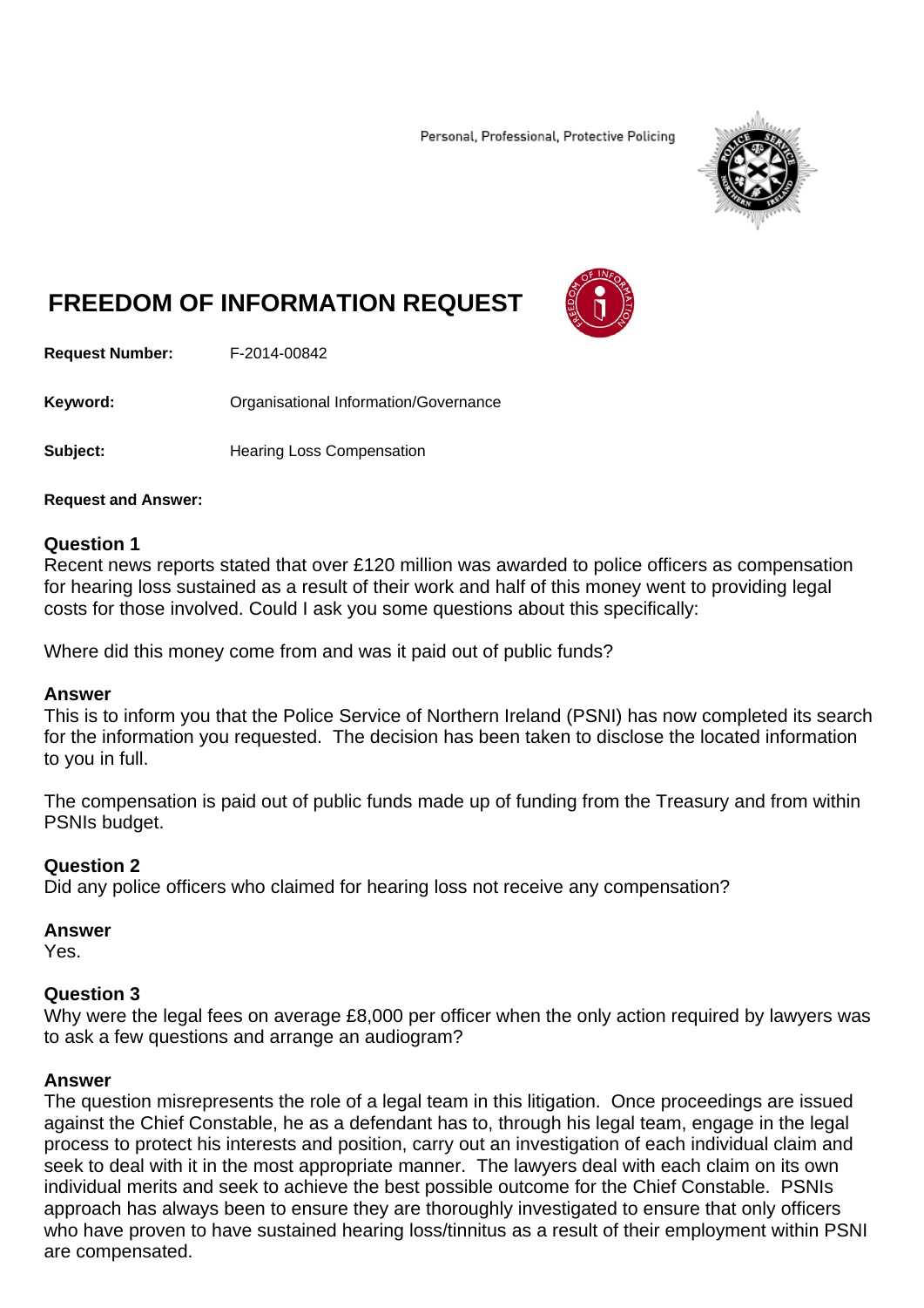Personal, Professional, Protective Policing

# FREEDOM OF INFORMATION REQUEST

**Request Number:** F-2014-00842

**Keyword:** Organisational Information/Governance

**Subject:** Hearing Loss Compensation

**Request and Answer:**

### Question 1

Recent news reports stated that over £120 million was awarded to police officers as compensation for hearing loss sustained as a result of their work and half of this money went to providing legal costs for those involved. Could I ask you some questions about this specifically:

Where did this money come from and was it paid out of public funds?

### Answer

This is to inform you that the Police Service of Northern Ireland (PSNI) has now completed its search for the information you requested. The decision has been taken to disclose the located information to you in full.

The compensation is paid out of public funds made up of funding from the Treasury and from within PSNIs budget.

### Question 2

Did any police officers who claimed for hearing loss not receive any compensation?

### Answer

Yes.

### Question 3

Why were the legal fees on average £8,000 per officer when the only action required by lawyers was to ask a few questions and arrange an audiogram?

### Answer

The question misrepresents the role of a legal team in this litigation. Once proceedings are issued against the Chief Constable, he as a defendant has to, through his legal team, engage in the legal process to protect his interests and position, carry out an investigation of each individual claim and seek to deal with it in the most appropriate manner. The lawyers deal with each claim on its own individual merits and seek to achieve the best possible outcome for the Chief Constable. PSNIs approach has always been to ensure they are thoroughly investigated to ensure that only officers who have proven to have sustained hearing loss/tinnitus as a result of their employment within PSNI are compensated.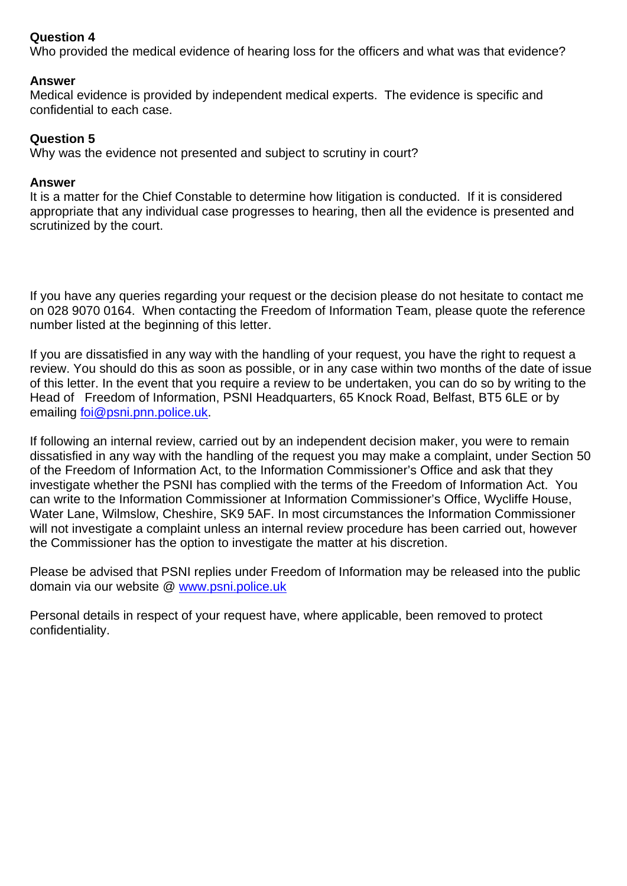**Question 4**
Who provided the medical evidence of hearing loss for the officers and what was that evidence?

**Answer**
Medical evidence is provided by independent medical experts. The evidence is specific and confidential to each case.

**Question 5**
Why was the evidence not presented and subject to scrutiny in court?

**Answer**
It is a matter for the Chief Constable to determine how litigation is conducted. If it is considered appropriate that any individual case progresses to hearing, then all the evidence is presented and scrutinized by the court.

If you have any queries regarding your request or the decision please do not hesitate to contact me on 028 9070 0164. When contacting the Freedom of Information Team, please quote the reference number listed at the beginning of this letter.

If you are dissatisfied in any way with the handling of your request, you have the right to request a review. You should do this as soon as possible, or in any case within two months of the date of issue of this letter. In the event that you require a review to be undertaken, you can do so by writing to the Head of Freedom of Information, PSNI Headquarters, 65 Knock Road, Belfast, BT5 6LE or by emailing foi@psni.pnn.police.uk.

If following an internal review, carried out by an independent decision maker, you were to remain dissatisfied in any way with the handling of the request you may make a complaint, under Section 50 of the Freedom of Information Act, to the Information Commissioner's Office and ask that they investigate whether the PSNI has complied with the terms of the Freedom of Information Act. You can write to the Information Commissioner at Information Commissioner's Office, Wycliffe House, Water Lane, Wilmslow, Cheshire, SK9 5AF. In most circumstances the Information Commissioner will not investigate a complaint unless an internal review procedure has been carried out, however the Commissioner has the option to investigate the matter at his discretion.

Please be advised that PSNI replies under Freedom of Information may be released into the public domain via our website @ www.psni.police.uk

Personal details in respect of your request have, where applicable, been removed to protect confidentiality.